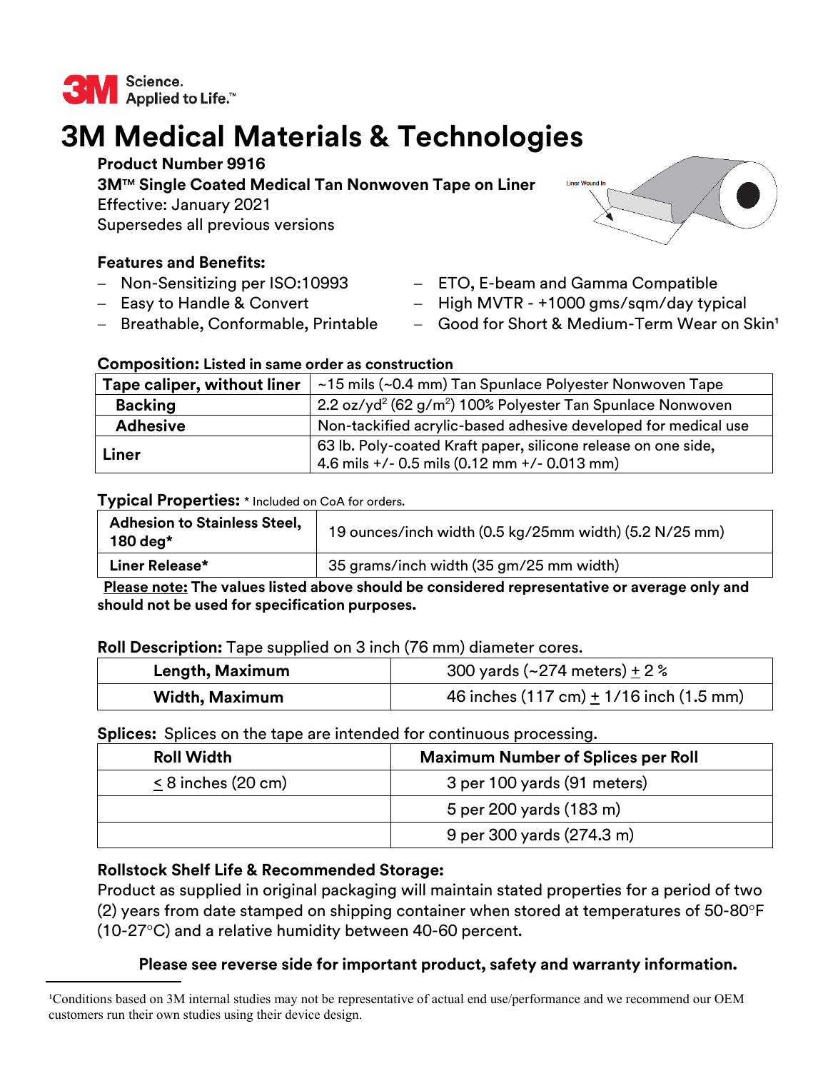Science.
Applied to Life.™

# 3M Medical Materials & Technologies

**Product Number 9916**
**3M™ Single Coated Medical Tan Nonwoven Tape on Liner**
Effective: January 2021
Supersedes all previous versions

Liner Wound In

### Features and Benefits:

- Non-Sensitizing per ISO:10993
- Easy to Handle & Convert
- Breathable, Conformable, Printable
- ETO, E-beam and Gamma Compatible
- High MVTR - +1000 gms/sqm/day typical
- Good for Short & Medium-Term Wear on Skin[1]

### Composition: Listed in same order as construction

| | |
|---|---|
| **Tape caliper, without liner** | ~15 mils (~0.4 mm) Tan Spunlace Polyester Nonwoven Tape |
| **Backing** | 2.2 oz/yd² (62 g/m²) 100% Polyester Tan Spunlace Nonwoven |
| **Adhesive** | Non-tackified acrylic-based adhesive developed for medical use |
| **Liner** | 63 lb. Poly-coated Kraft paper, silicone release on one side, 4.6 mils +/- 0.5 mils (0.12 mm +/- 0.013 mm) |

### Typical Properties: * Included on CoA for orders.

| | |
|---|---|
| **Adhesion to Stainless Steel, 180 deg*** | 19 ounces/inch width (0.5 kg/25mm width) (5.2 N/25 mm) |
| **Liner Release*** | 35 grams/inch width (35 gm/25 mm width) |

**Please note: The values listed above should be considered representative or average only and should not be used for specification purposes.**

**Roll Description:** Tape supplied on 3 inch (76 mm) diameter cores.

| | |
|---|---|
| **Length, Maximum** | 300 yards (~274 meters) ± 2 % |
| **Width, Maximum** | 46 inches (117 cm) ± 1/16 inch (1.5 mm) |

**Splices:** Splices on the tape are intended for continuous processing.

| Roll Width | Maximum Number of Splices per Roll |
|---|---|
| ≤ 8 inches (20 cm) | 3 per 100 yards (91 meters) |
| | 5 per 200 yards (183 m) |
| | 9 per 300 yards (274.3 m) |

### Rollstock Shelf Life & Recommended Storage:

Product as supplied in original packaging will maintain stated properties for a period of two (2) years from date stamped on shipping container when stored at temperatures of 50-80°F (10-27°C) and a relative humidity between 40-60 percent.

**Please see reverse side for important product, safety and warranty information.**

[1]Conditions based on 3M internal studies may not be representative of actual end use/performance and we recommend our OEM customers run their own studies using their device design.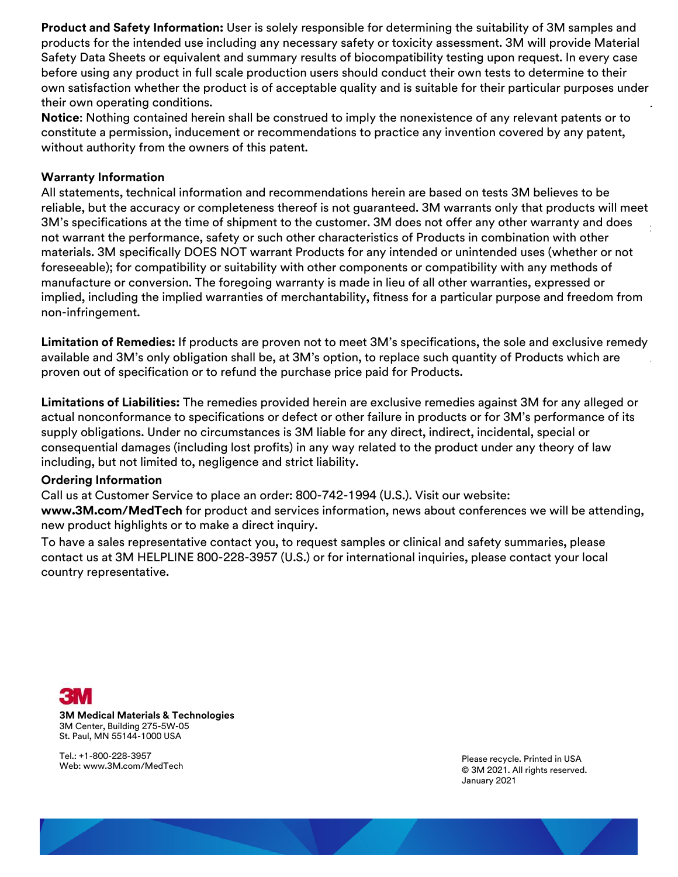**Product and Safety Information:** User is solely responsible for determining the suitability of 3M samples and products for the intended use including any necessary safety or toxicity assessment. 3M will provide Material Safety Data Sheets or equivalent and summary results of biocompatibility testing upon request. In every case before using any product in full scale production users should conduct their own tests to determine to their own satisfaction whether the product is of acceptable quality and is suitable for their particular purposes under their own operating conditions.

**Notice**: Nothing contained herein shall be construed to imply the nonexistence of any relevant patents or to constitute a permission, inducement or recommendations to practice any invention covered by any patent, without authority from the owners of this patent.

**Warranty Information**

All statements, technical information and recommendations herein are based on tests 3M believes to be reliable, but the accuracy or completeness thereof is not guaranteed. 3M warrants only that products will meet 3M's specifications at the time of shipment to the customer. 3M does not offer any other warranty and does not warrant the performance, safety or such other characteristics of Products in combination with other materials. 3M specifically DOES NOT warrant Products for any intended or unintended uses (whether or not foreseeable); for compatibility or suitability with other components or compatibility with any methods of manufacture or conversion. The foregoing warranty is made in lieu of all other warranties, expressed or implied, including the implied warranties of merchantability, fitness for a particular purpose and freedom from non-infringement.

**Limitation of Remedies:** If products are proven not to meet 3M's specifications, the sole and exclusive remedy available and 3M's only obligation shall be, at 3M's option, to replace such quantity of Products which are proven out of specification or to refund the purchase price paid for Products.

**Limitations of Liabilities:** The remedies provided herein are exclusive remedies against 3M for any alleged or actual nonconformance to specifications or defect or other failure in products or for 3M's performance of its supply obligations. Under no circumstances is 3M liable for any direct, indirect, incidental, special or consequential damages (including lost profits) in any way related to the product under any theory of law including, but not limited to, negligence and strict liability.

**Ordering Information**

Call us at Customer Service to place an order: 800-742-1994 (U.S.). Visit our website: **www.3M.com/MedTech** for product and services information, news about conferences we will be attending, new product highlights or to make a direct inquiry.

To have a sales representative contact you, to request samples or clinical and safety summaries, please contact us at 3M HELPLINE 800-228-3957 (U.S.) or for international inquiries, please contact your local country representative.

**3M Medical Materials & Technologies**
3M Center, Building 275-5W-05
St. Paul, MN 55144-1000 USA

Tel.: +1-800-228-3957
Web: www.3M.com/MedTech

Please recycle. Printed in USA
© 3M 2021. All rights reserved.
January 2021